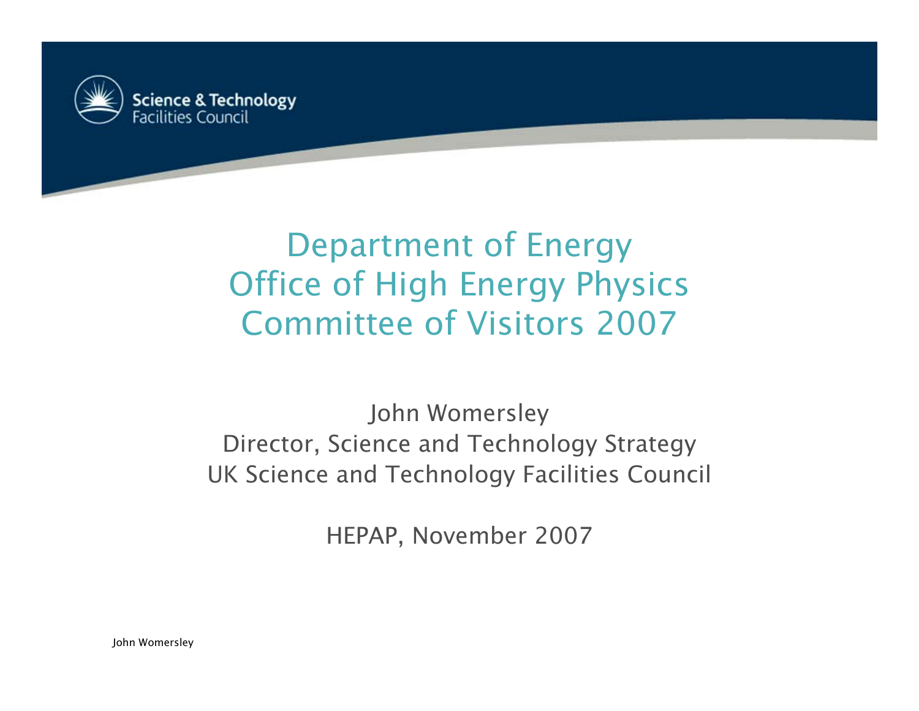Science & Technology
Facilities Council

# Department of Energy Office of High Energy Physics Committee of Visitors 2007

John Womersley
Director, Science and Technology Strategy
UK Science and Technology Facilities Council

HEPAP, November 2007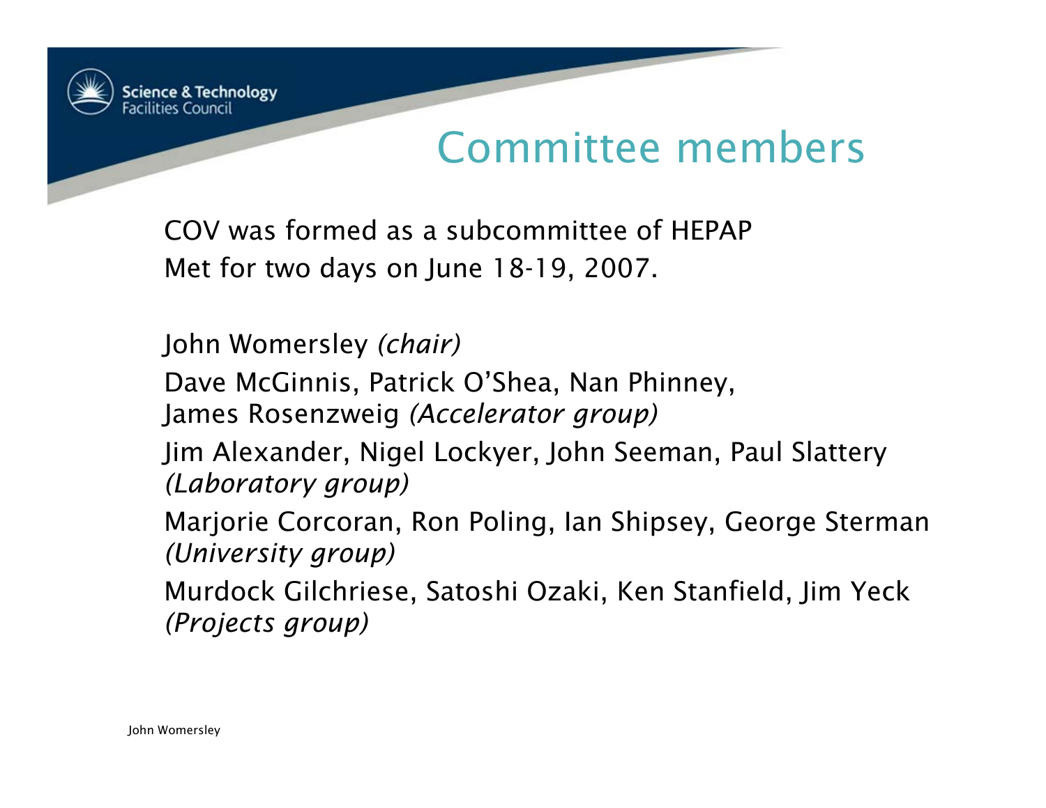# Committee members

COV was formed as a subcommittee of HEPAP
Met for two days on June 18-19, 2007.

John Womersley *(chair)*

Dave McGinnis, Patrick O'Shea, Nan Phinney, James Rosenzweig *(Accelerator group)*

Jim Alexander, Nigel Lockyer, John Seeman, Paul Slattery *(Laboratory group)*

Marjorie Corcoran, Ron Poling, Ian Shipsey, George Sterman *(University group)*

Murdock Gilchriese, Satoshi Ozaki, Ken Stanfield, Jim Yeck *(Projects group)*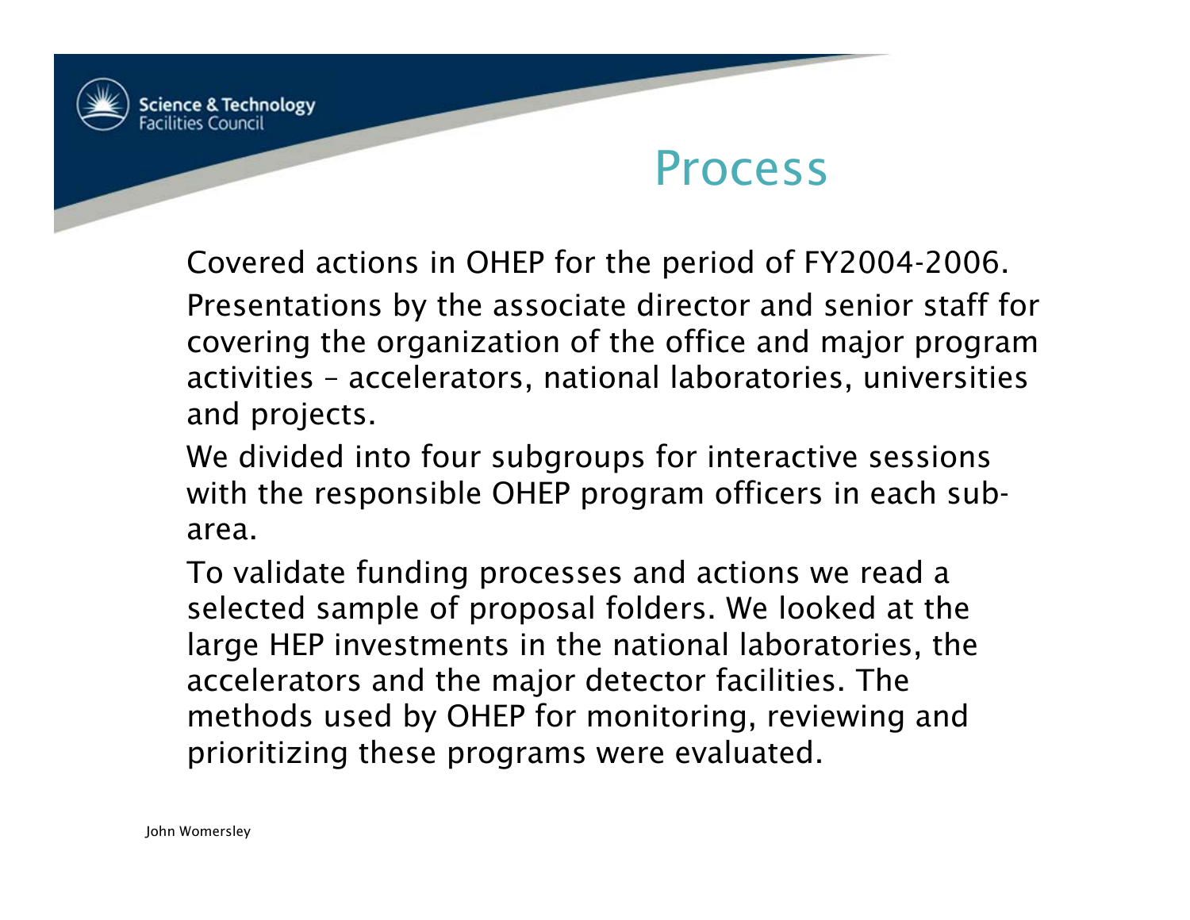# Process

Covered actions in OHEP for the period of FY2004-2006.

Presentations by the associate director and senior staff for covering the organization of the office and major program activities – accelerators, national laboratories, universities and projects.

We divided into four subgroups for interactive sessions with the responsible OHEP program officers in each sub-area.

To validate funding processes and actions we read a selected sample of proposal folders. We looked at the large HEP investments in the national laboratories, the accelerators and the major detector facilities. The methods used by OHEP for monitoring, reviewing and prioritizing these programs were evaluated.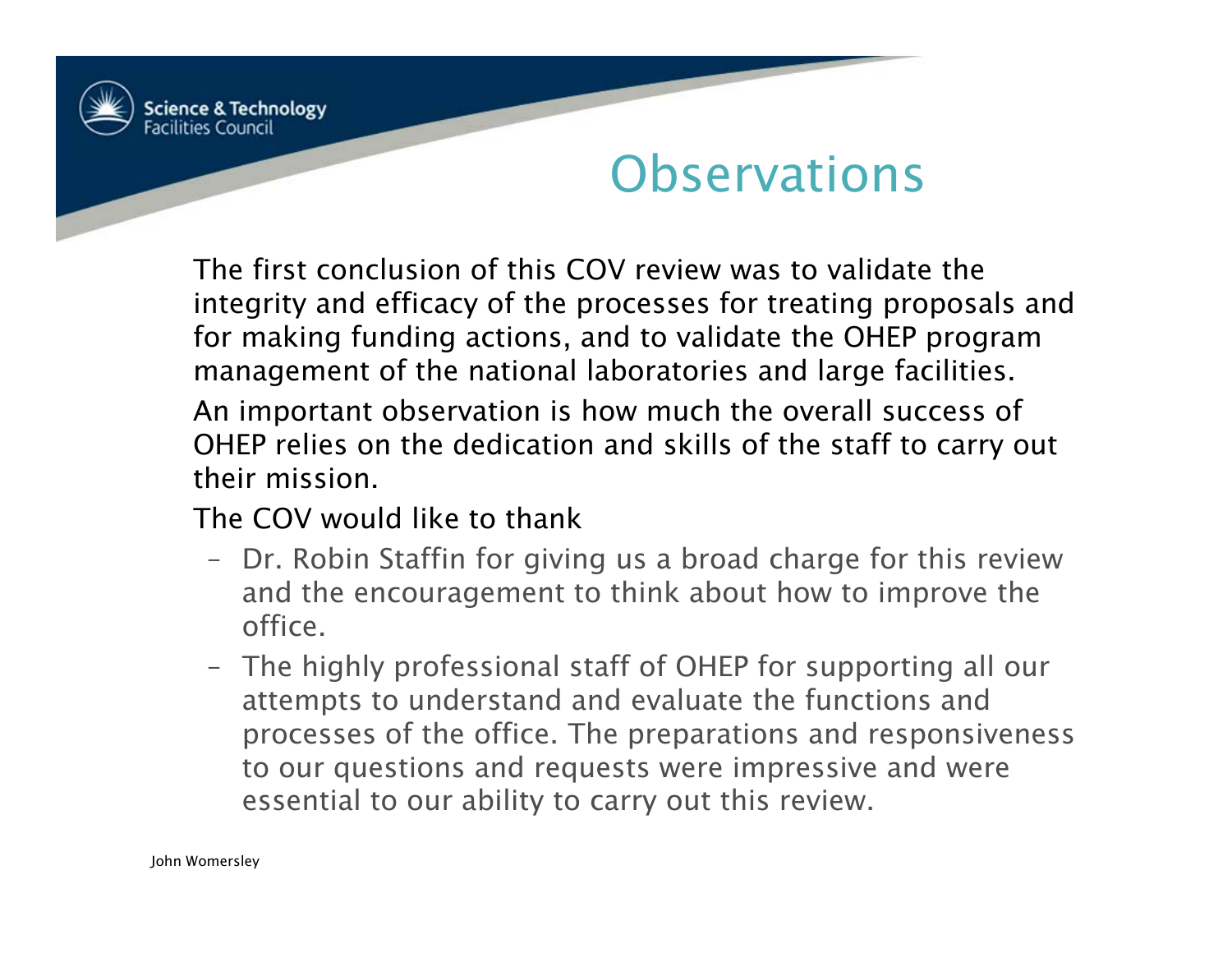# Observations

The first conclusion of this COV review was to validate the integrity and efficacy of the processes for treating proposals and for making funding actions, and to validate the OHEP program management of the national laboratories and large facilities.

An important observation is how much the overall success of OHEP relies on the dedication and skills of the staff to carry out their mission.

The COV would like to thank

- Dr. Robin Staffin for giving us a broad charge for this review and the encouragement to think about how to improve the office.
- The highly professional staff of OHEP for supporting all our attempts to understand and evaluate the functions and processes of the office. The preparations and responsiveness to our questions and requests were impressive and were essential to our ability to carry out this review.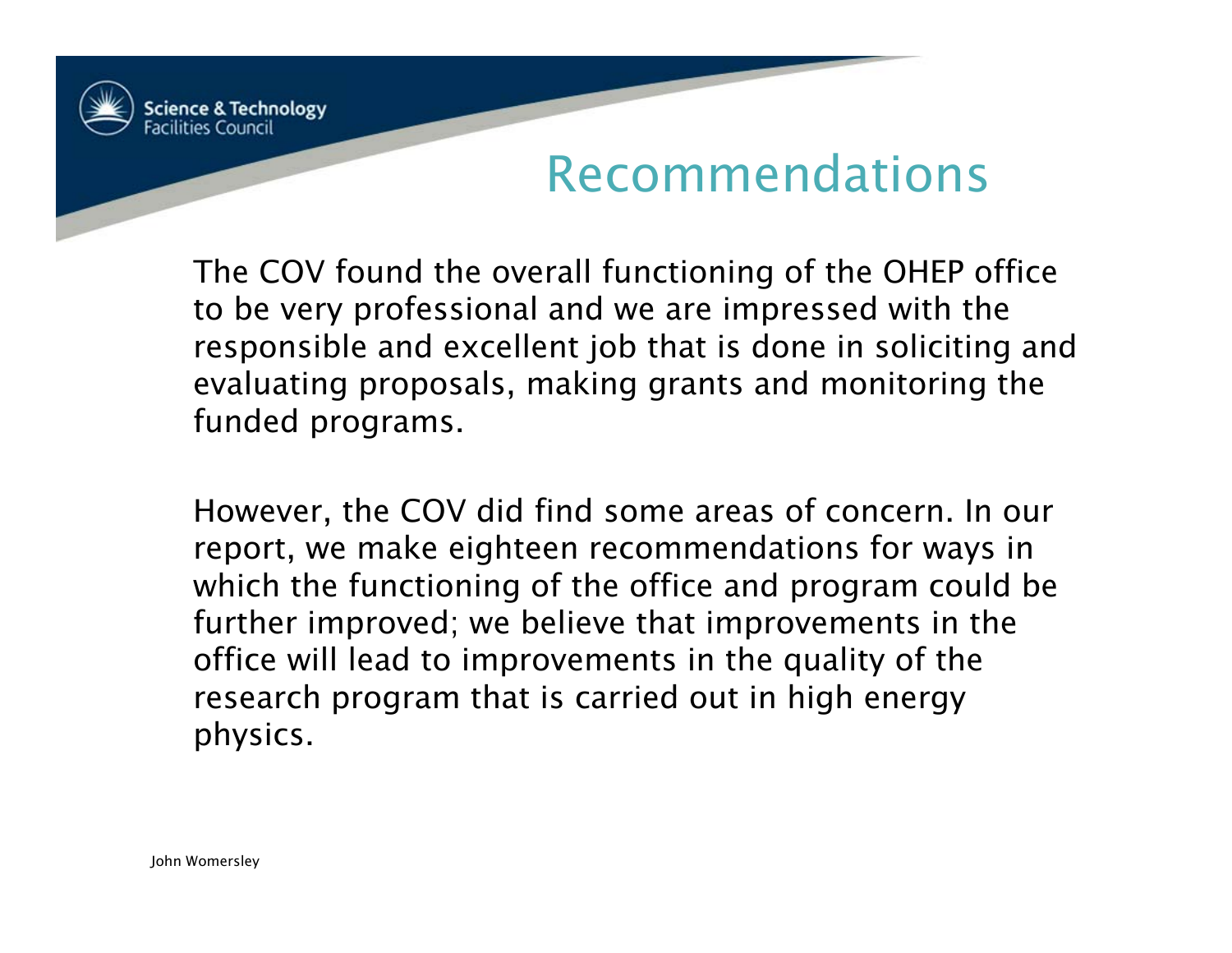# Recommendations

The COV found the overall functioning of the OHEP office to be very professional and we are impressed with the responsible and excellent job that is done in soliciting and evaluating proposals, making grants and monitoring the funded programs.

However, the COV did find some areas of concern. In our report, we make eighteen recommendations for ways in which the functioning of the office and program could be further improved; we believe that improvements in the office will lead to improvements in the quality of the research program that is carried out in high energy physics.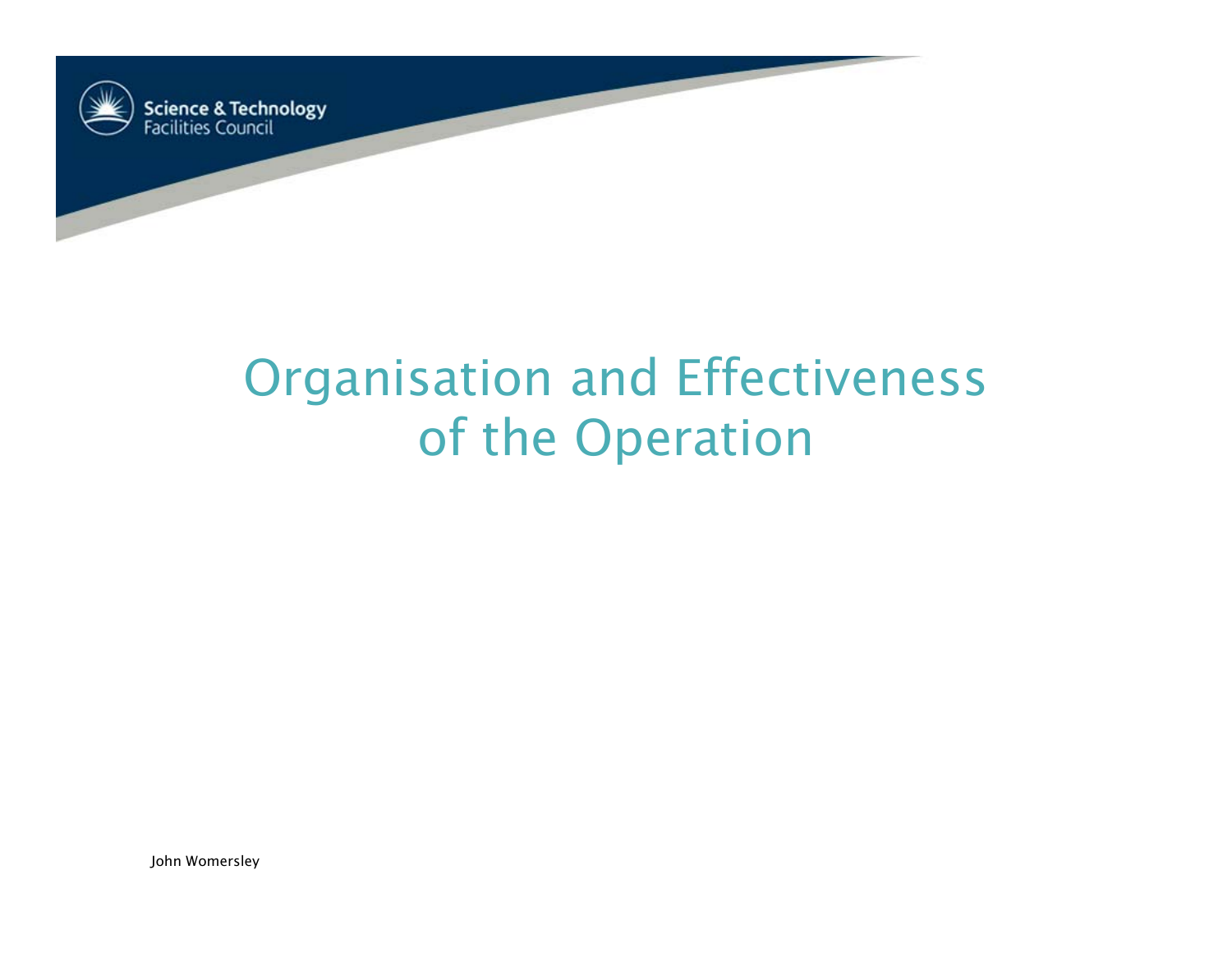# Organisation and Effectiveness of the Operation

John Womersley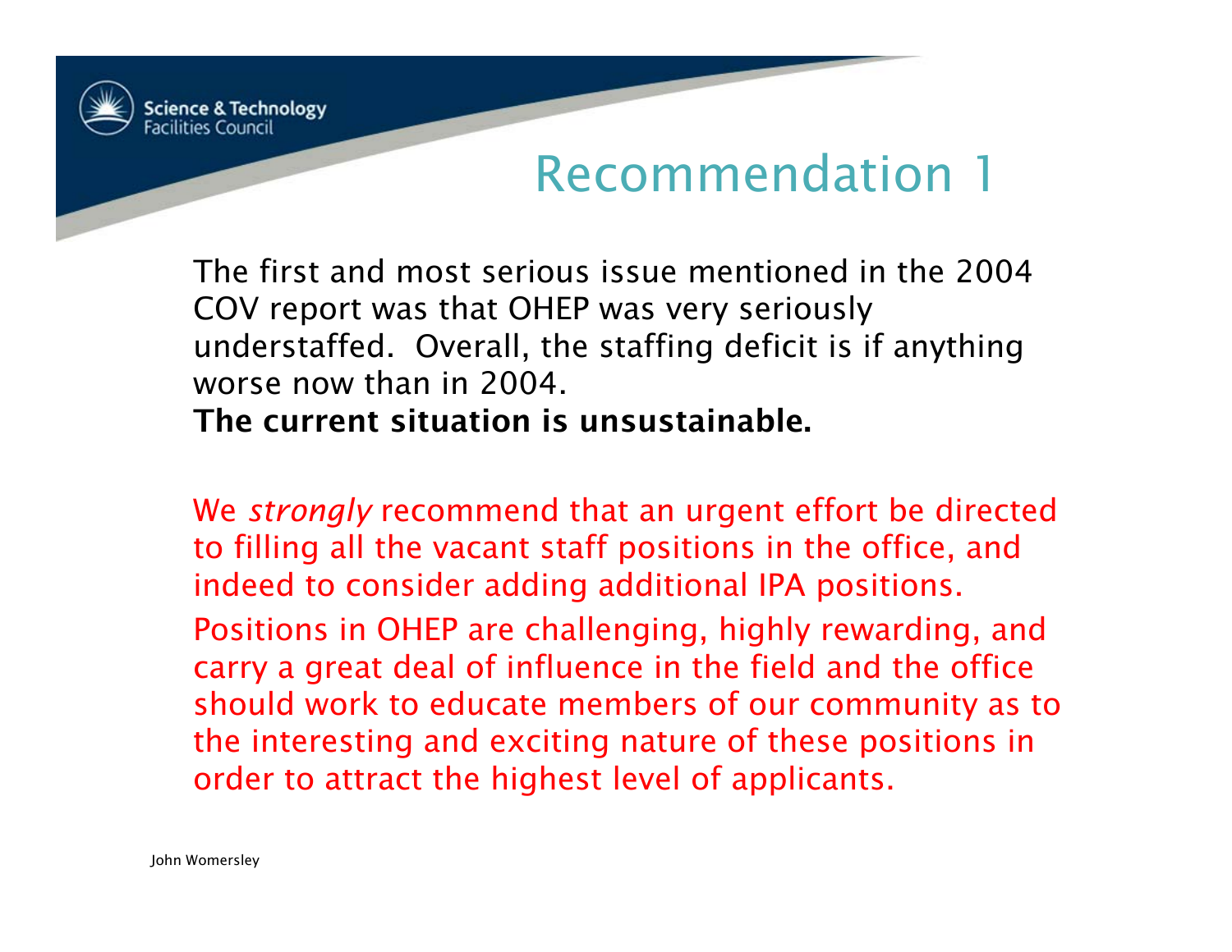# Recommendation 1

The first and most serious issue mentioned in the 2004 COV report was that OHEP was very seriously understaffed. Overall, the staffing deficit is if anything worse now than in 2004.

**The current situation is unsustainable.**

We *strongly* recommend that an urgent effort be directed to filling all the vacant staff positions in the office, and indeed to consider adding additional IPA positions.

Positions in OHEP are challenging, highly rewarding, and carry a great deal of influence in the field and the office should work to educate members of our community as to the interesting and exciting nature of these positions in order to attract the highest level of applicants.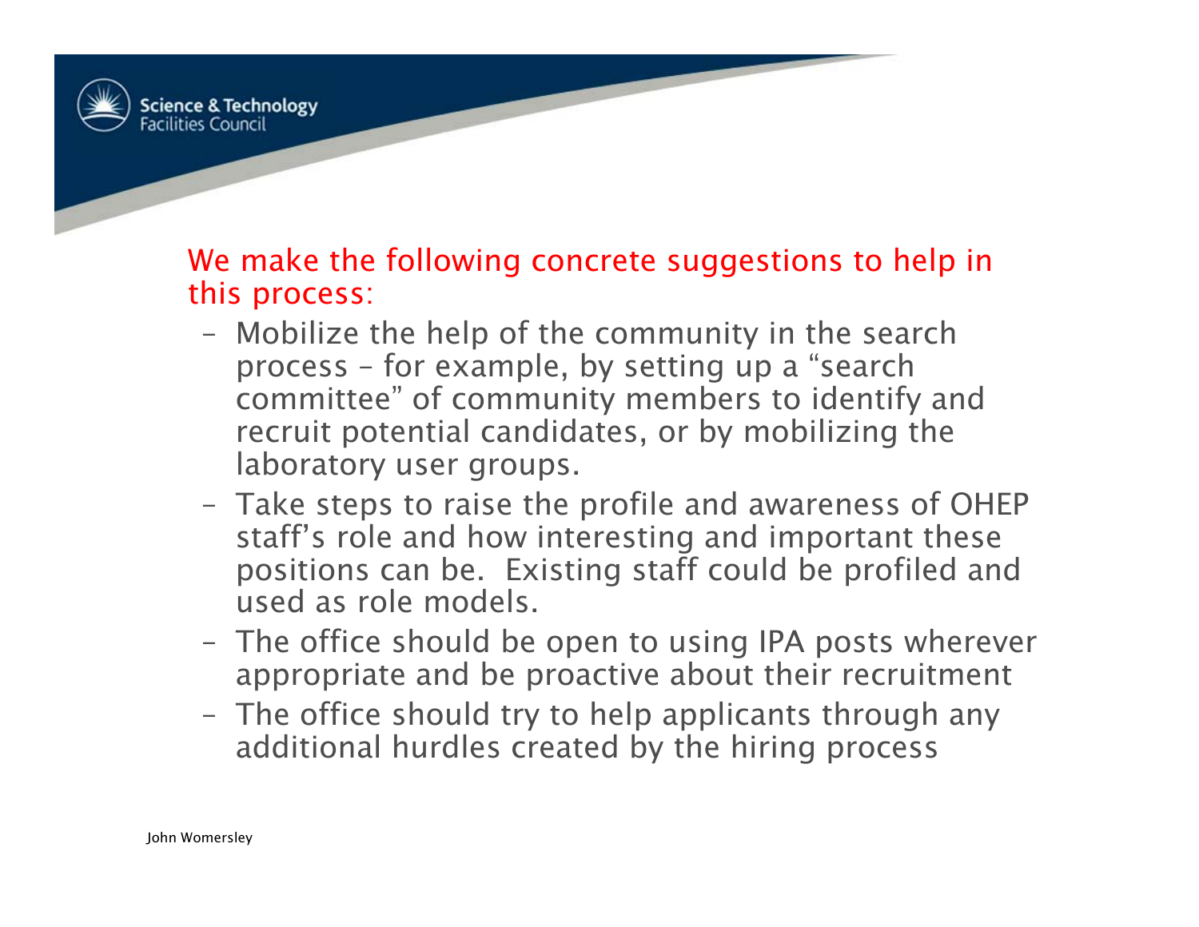We make the following concrete suggestions to help in this process:

- Mobilize the help of the community in the search process – for example, by setting up a "search committee" of community members to identify and recruit potential candidates, or by mobilizing the laboratory user groups.
- Take steps to raise the profile and awareness of OHEP staff's role and how interesting and important these positions can be. Existing staff could be profiled and used as role models.
- The office should be open to using IPA posts wherever appropriate and be proactive about their recruitment
- The office should try to help applicants through any additional hurdles created by the hiring process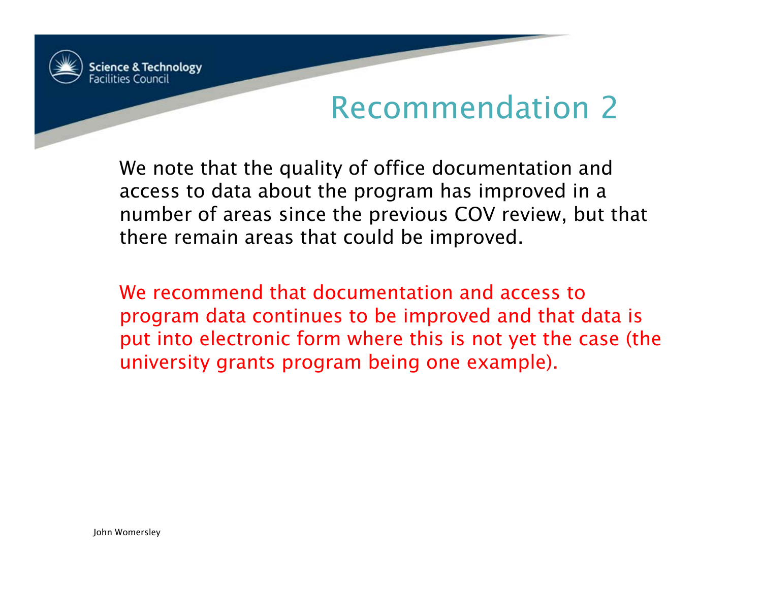# Recommendation 2

We note that the quality of office documentation and access to data about the program has improved in a number of areas since the previous COV review, but that there remain areas that could be improved.

We recommend that documentation and access to program data continues to be improved and that data is put into electronic form where this is not yet the case (the university grants program being one example).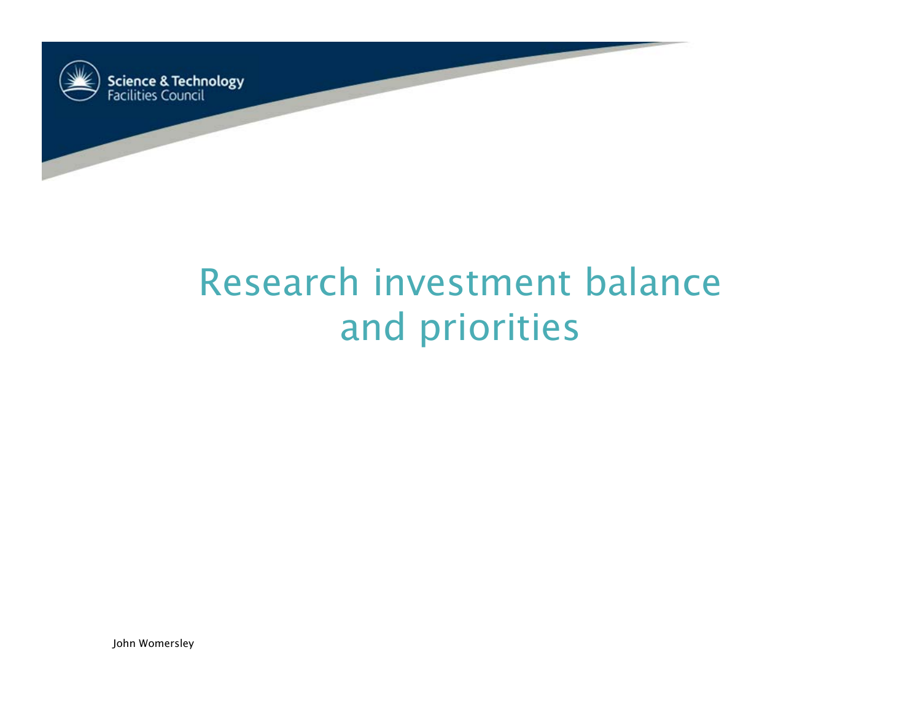# Research investment balance and priorities

John Womersley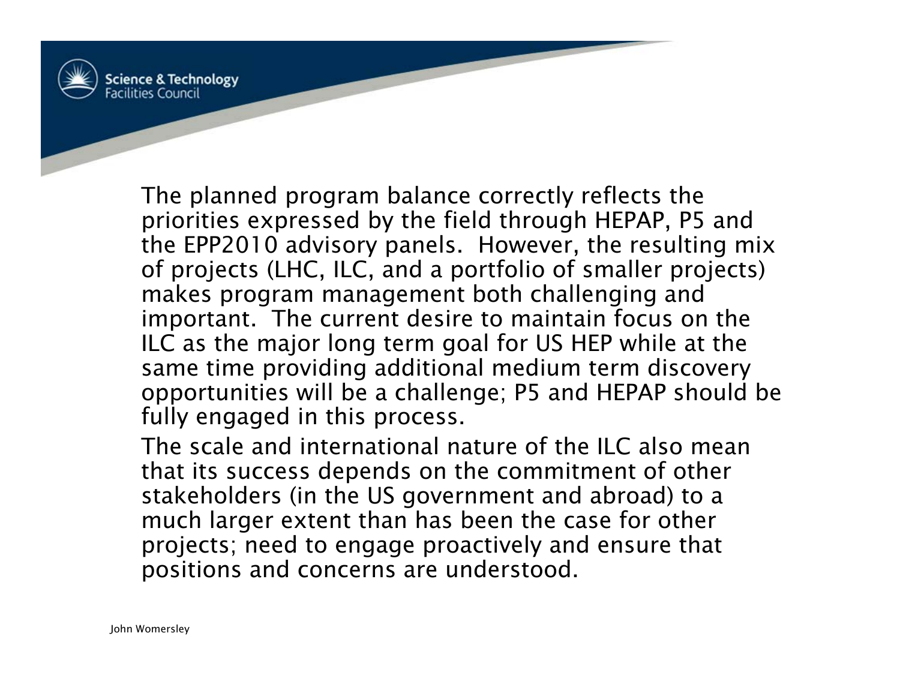The planned program balance correctly reflects the priorities expressed by the field through HEPAP, P5 and the EPP2010 advisory panels. However, the resulting mix of projects (LHC, ILC, and a portfolio of smaller projects) makes program management both challenging and important. The current desire to maintain focus on the ILC as the major long term goal for US HEP while at the same time providing additional medium term discovery opportunities will be a challenge; P5 and HEPAP should be fully engaged in this process.

The scale and international nature of the ILC also mean that its success depends on the commitment of other stakeholders (in the US government and abroad) to a much larger extent than has been the case for other projects; need to engage proactively and ensure that positions and concerns are understood.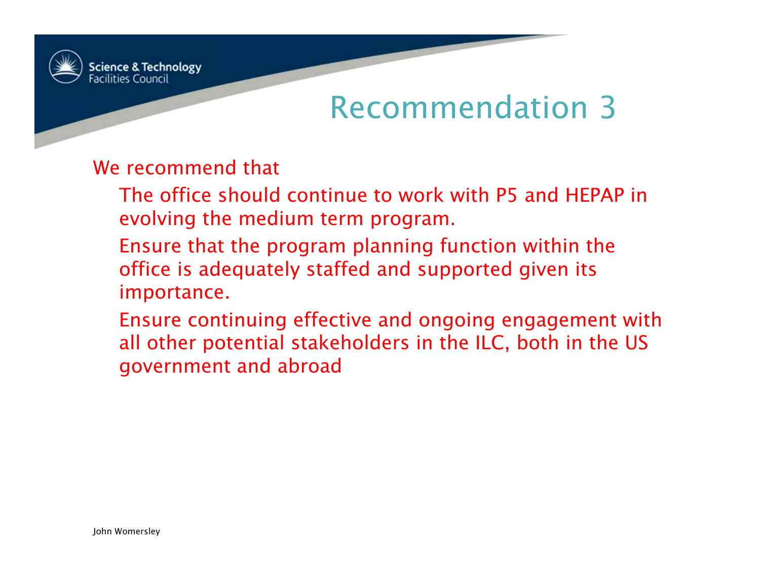# Recommendation 3

We recommend that

- The office should continue to work with P5 and HEPAP in evolving the medium term program.
- Ensure that the program planning function within the office is adequately staffed and supported given its importance.
- Ensure continuing effective and ongoing engagement with all other potential stakeholders in the ILC, both in the US government and abroad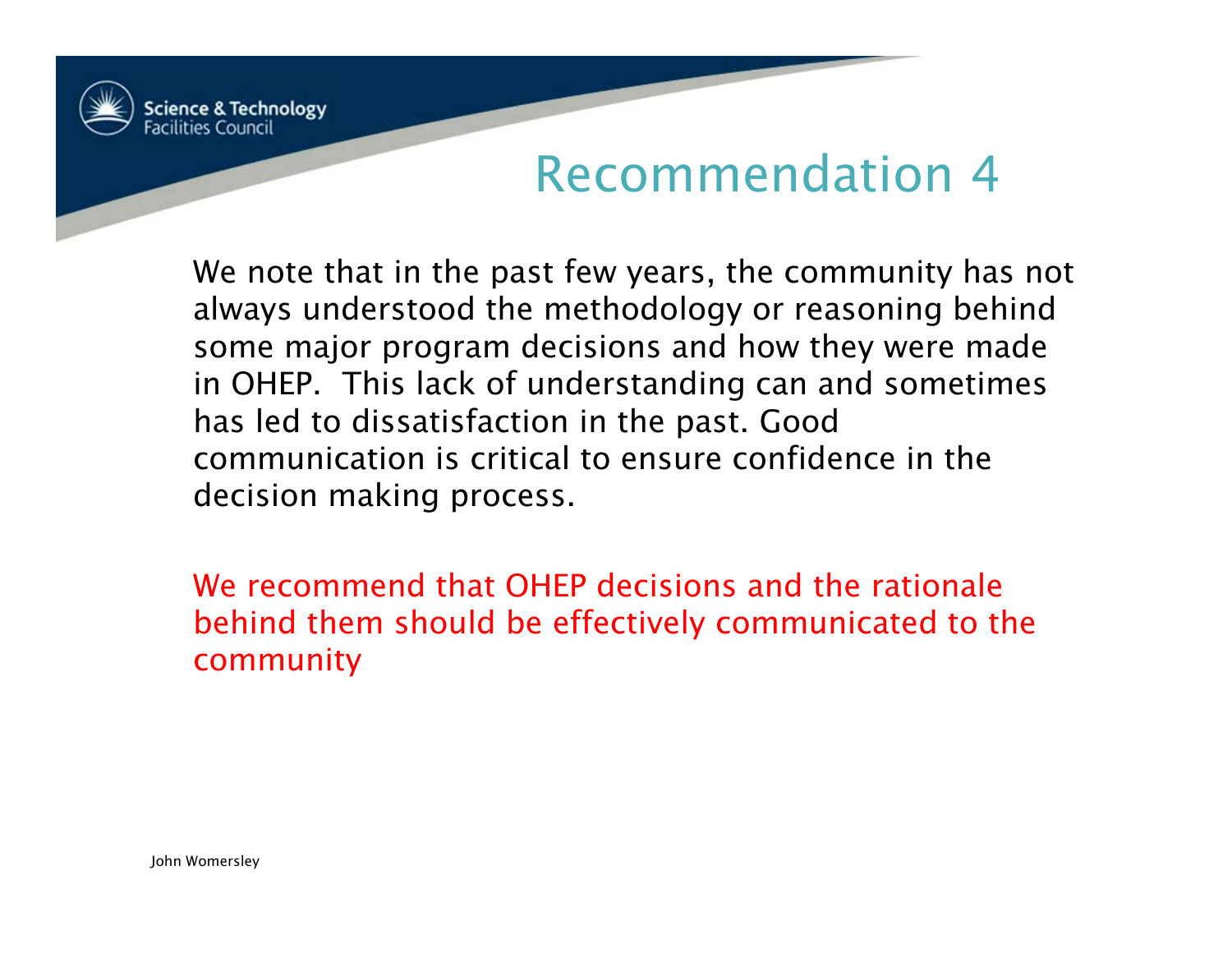# Recommendation 4

We note that in the past few years, the community has not always understood the methodology or reasoning behind some major program decisions and how they were made in OHEP. This lack of understanding can and sometimes has led to dissatisfaction in the past. Good communication is critical to ensure confidence in the decision making process.

We recommend that OHEP decisions and the rationale behind them should be effectively communicated to the community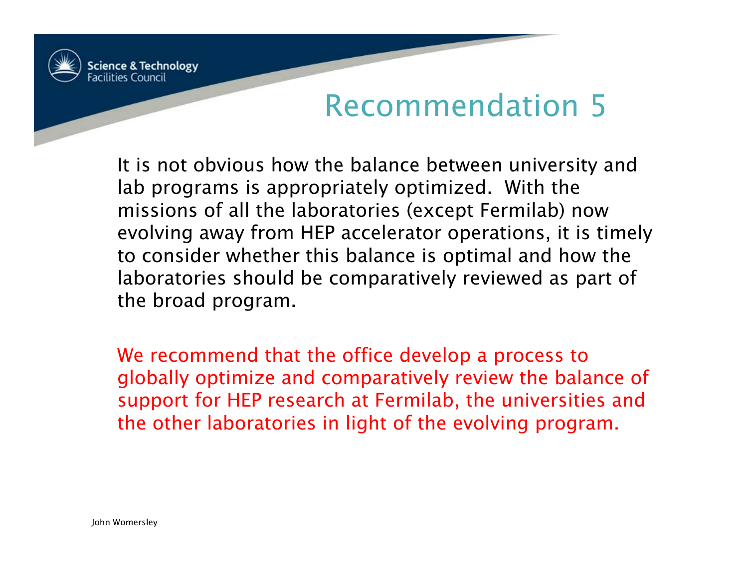# Recommendation 5

It is not obvious how the balance between university and lab programs is appropriately optimized. With the missions of all the laboratories (except Fermilab) now evolving away from HEP accelerator operations, it is timely to consider whether this balance is optimal and how the laboratories should be comparatively reviewed as part of the broad program.

We recommend that the office develop a process to globally optimize and comparatively review the balance of support for HEP research at Fermilab, the universities and the other laboratories in light of the evolving program.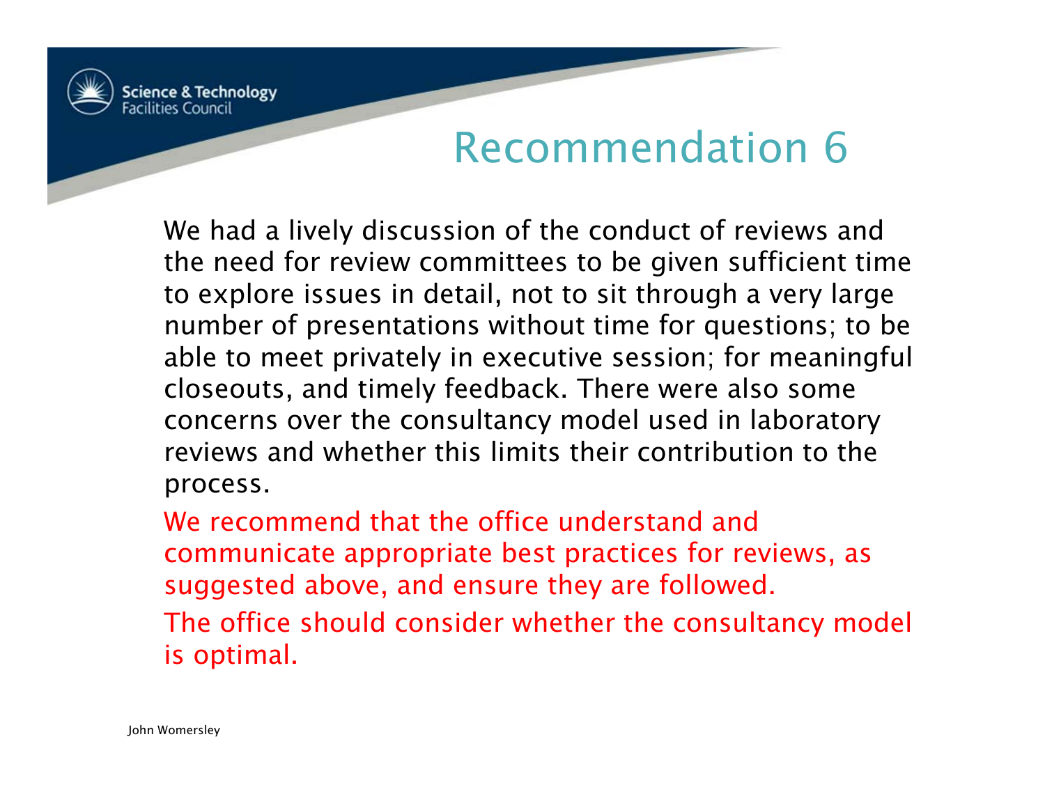# Recommendation 6

We had a lively discussion of the conduct of reviews and the need for review committees to be given sufficient time to explore issues in detail, not to sit through a very large number of presentations without time for questions; to be able to meet privately in executive session; for meaningful closeouts, and timely feedback. There were also some concerns over the consultancy model used in laboratory reviews and whether this limits their contribution to the process.

We recommend that the office understand and communicate appropriate best practices for reviews, as suggested above, and ensure they are followed.

The office should consider whether the consultancy model is optimal.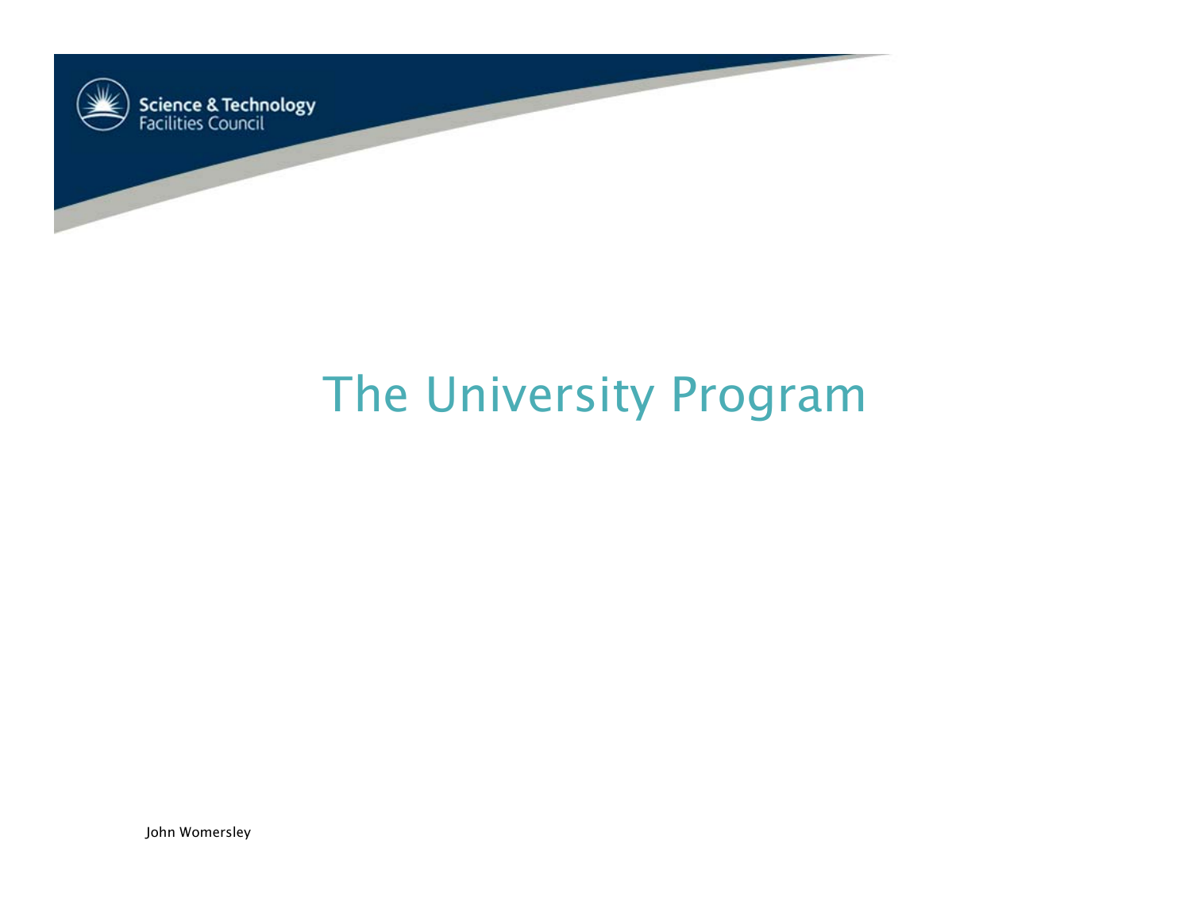# The University Program

John Womersley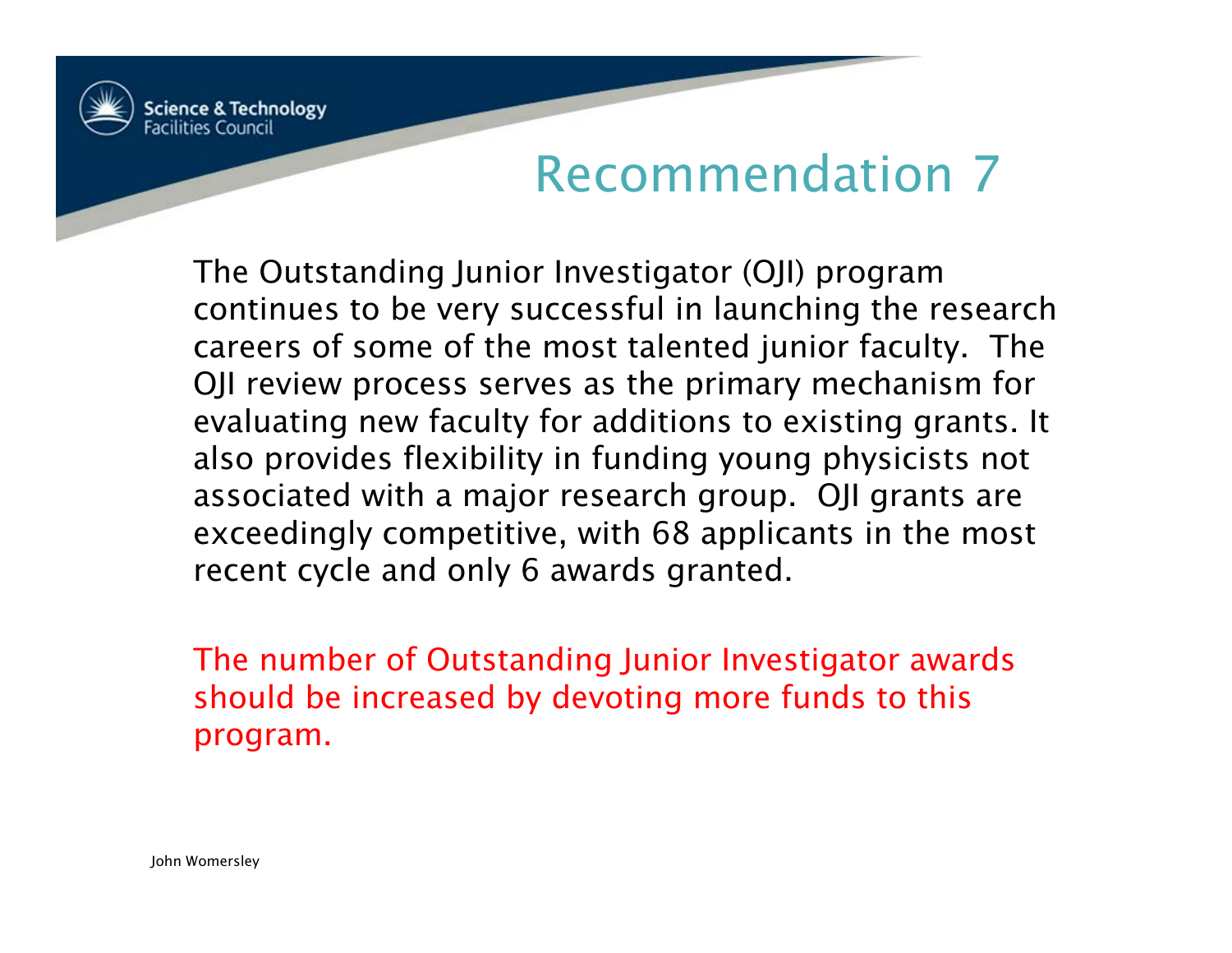# Recommendation 7

The Outstanding Junior Investigator (OJI) program continues to be very successful in launching the research careers of some of the most talented junior faculty. The OJI review process serves as the primary mechanism for evaluating new faculty for additions to existing grants. It also provides flexibility in funding young physicists not associated with a major research group. OJI grants are exceedingly competitive, with 68 applicants in the most recent cycle and only 6 awards granted.

The number of Outstanding Junior Investigator awards should be increased by devoting more funds to this program.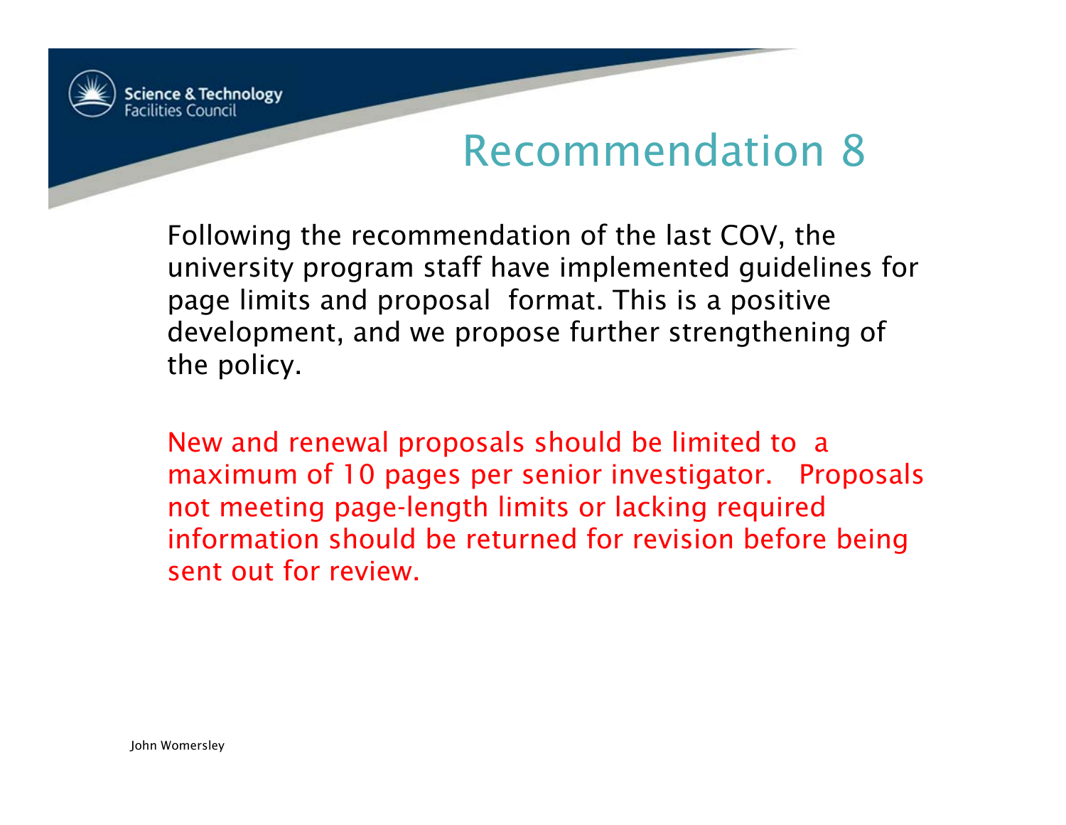# Recommendation 8

Following the recommendation of the last COV, the university program staff have implemented guidelines for page limits and proposal format. This is a positive development, and we propose further strengthening of the policy.

New and renewal proposals should be limited to a maximum of 10 pages per senior investigator. Proposals not meeting page-length limits or lacking required information should be returned for revision before being sent out for review.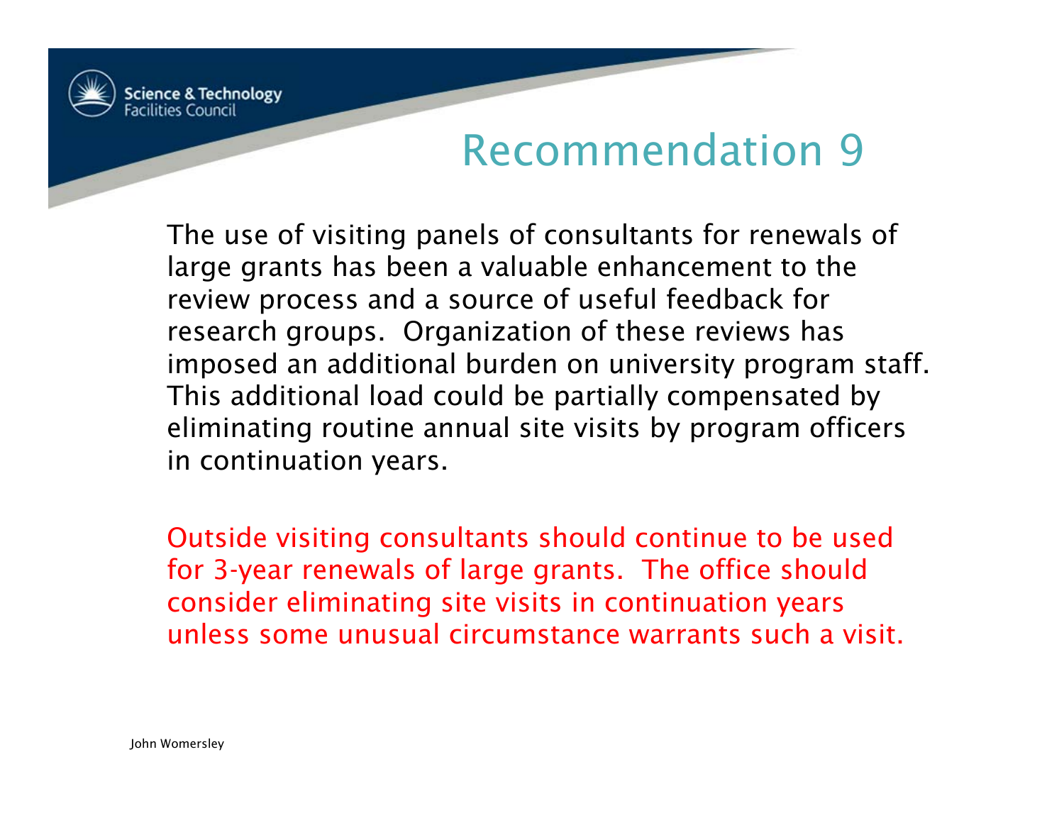# Recommendation 9

The use of visiting panels of consultants for renewals of large grants has been a valuable enhancement to the review process and a source of useful feedback for research groups. Organization of these reviews has imposed an additional burden on university program staff. This additional load could be partially compensated by eliminating routine annual site visits by program officers in continuation years.

Outside visiting consultants should continue to be used for 3-year renewals of large grants. The office should consider eliminating site visits in continuation years unless some unusual circumstance warrants such a visit.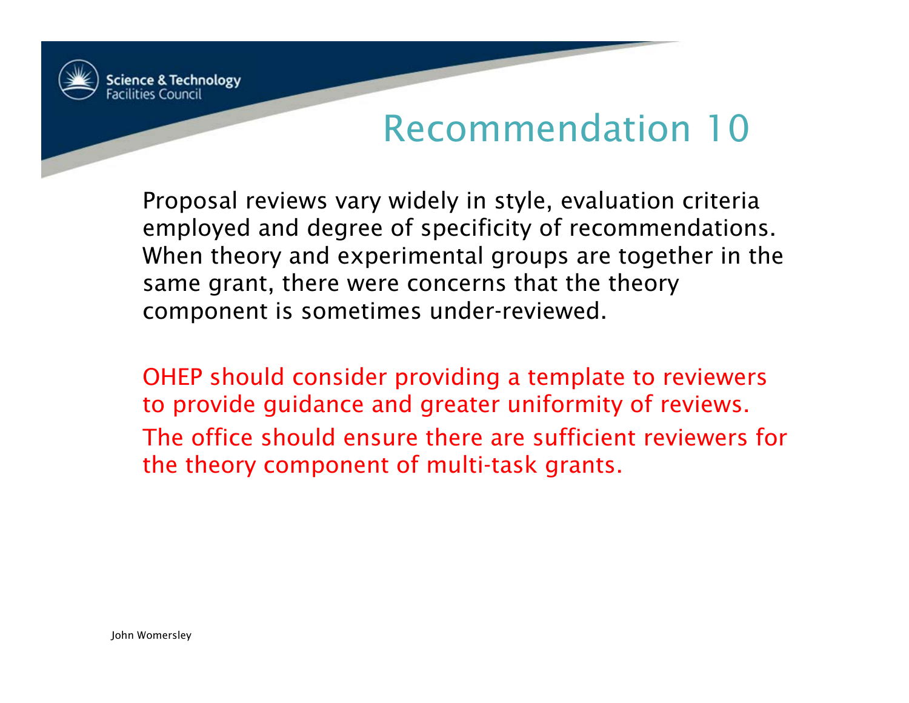# Recommendation 10

Proposal reviews vary widely in style, evaluation criteria employed and degree of specificity of recommendations. When theory and experimental groups are together in the same grant, there were concerns that the theory component is sometimes under-reviewed.

OHEP should consider providing a template to reviewers to provide guidance and greater uniformity of reviews.

The office should ensure there are sufficient reviewers for the theory component of multi-task grants.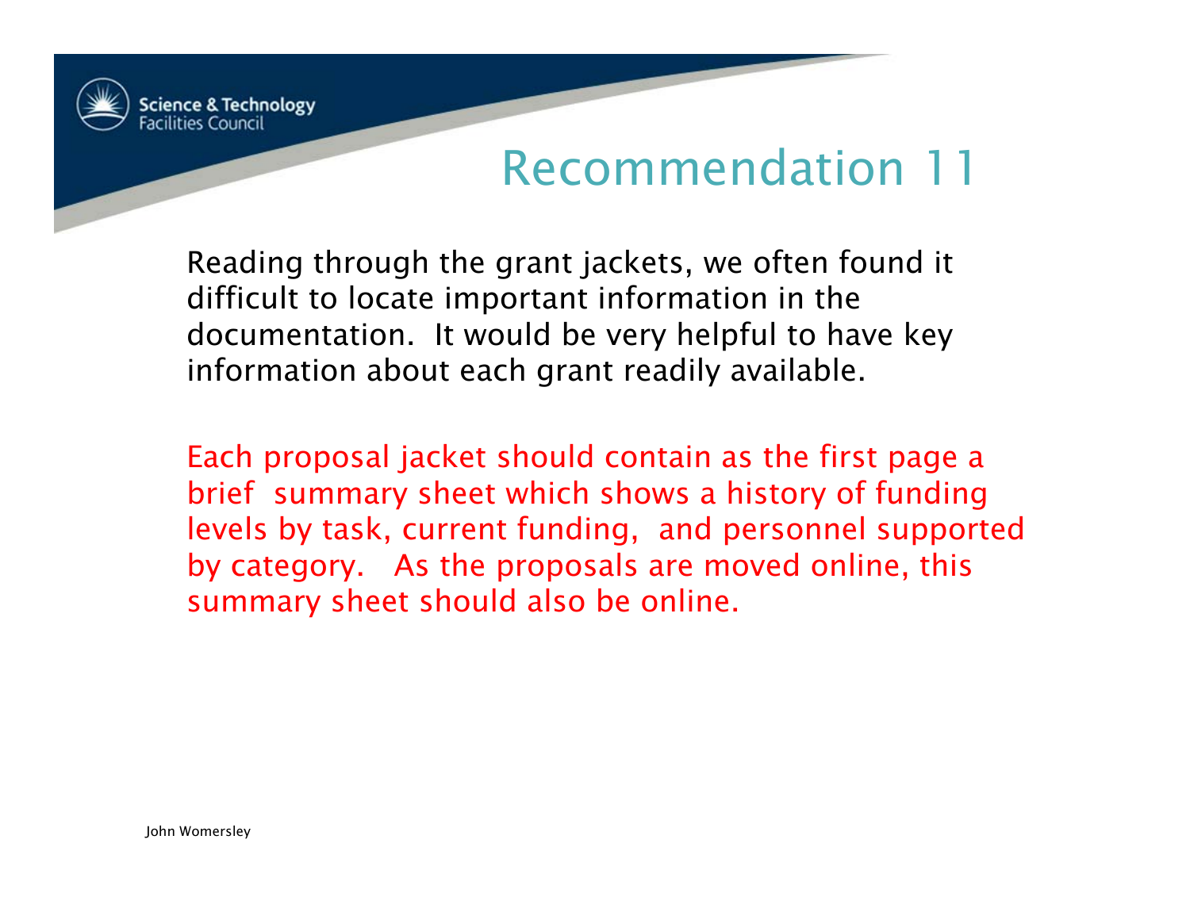# Recommendation 11

Reading through the grant jackets, we often found it difficult to locate important information in the documentation. It would be very helpful to have key information about each grant readily available.

Each proposal jacket should contain as the first page a brief summary sheet which shows a history of funding levels by task, current funding, and personnel supported by category. As the proposals are moved online, this summary sheet should also be online.

John Womersley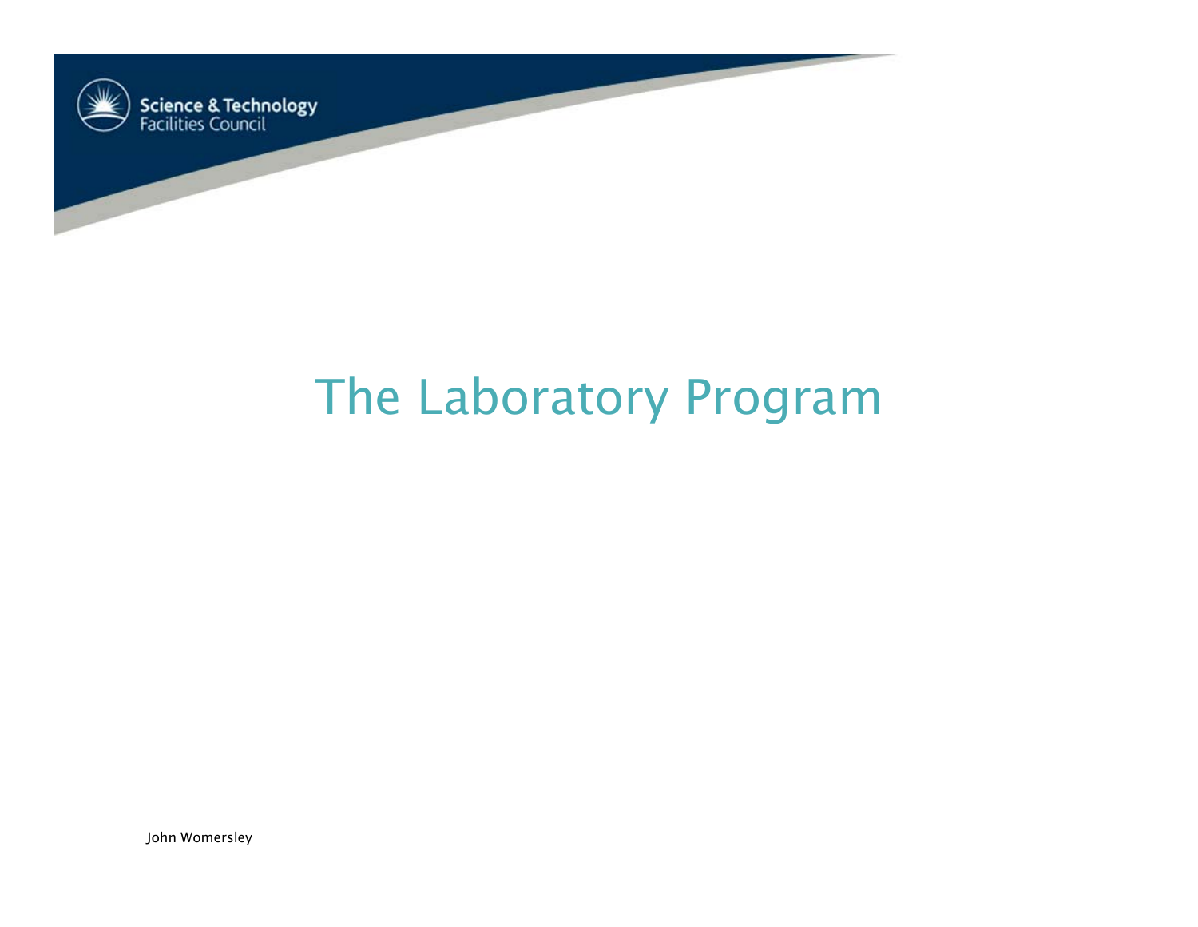# The Laboratory Program

John Womersley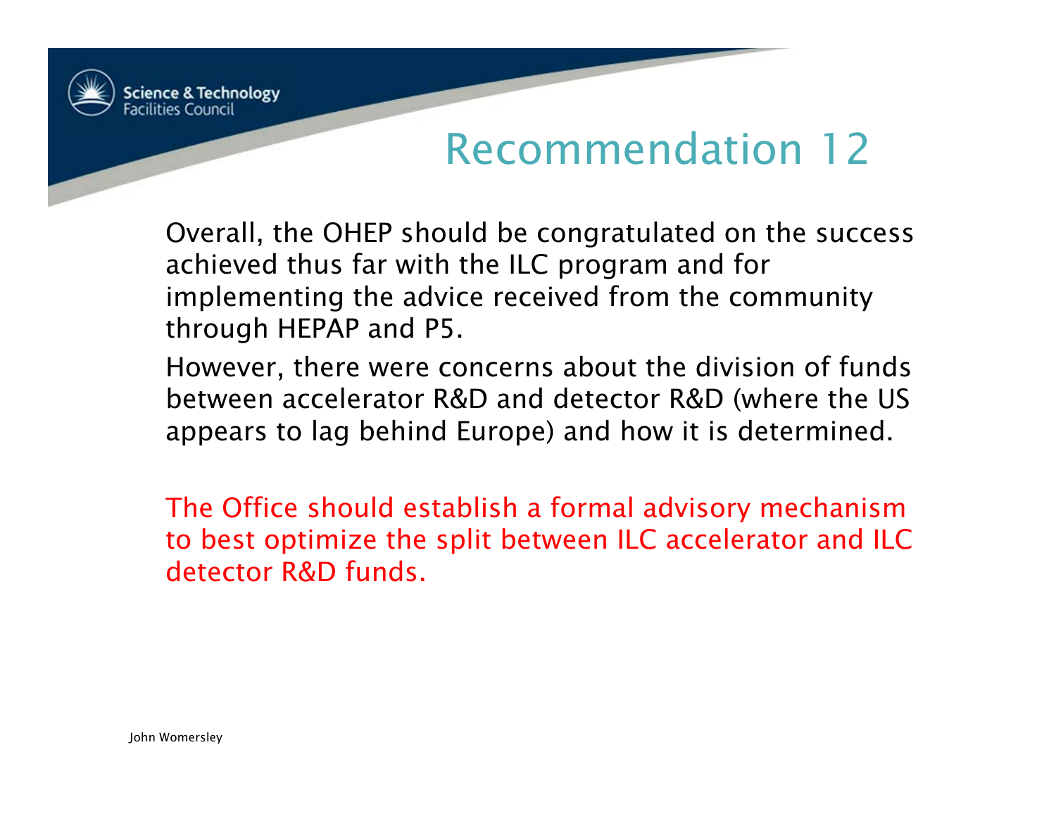# Recommendation 12

Overall, the OHEP should be congratulated on the success achieved thus far with the ILC program and for implementing the advice received from the community through HEPAP and P5.

However, there were concerns about the division of funds between accelerator R&D and detector R&D (where the US appears to lag behind Europe) and how it is determined.

The Office should establish a formal advisory mechanism to best optimize the split between ILC accelerator and ILC detector R&D funds.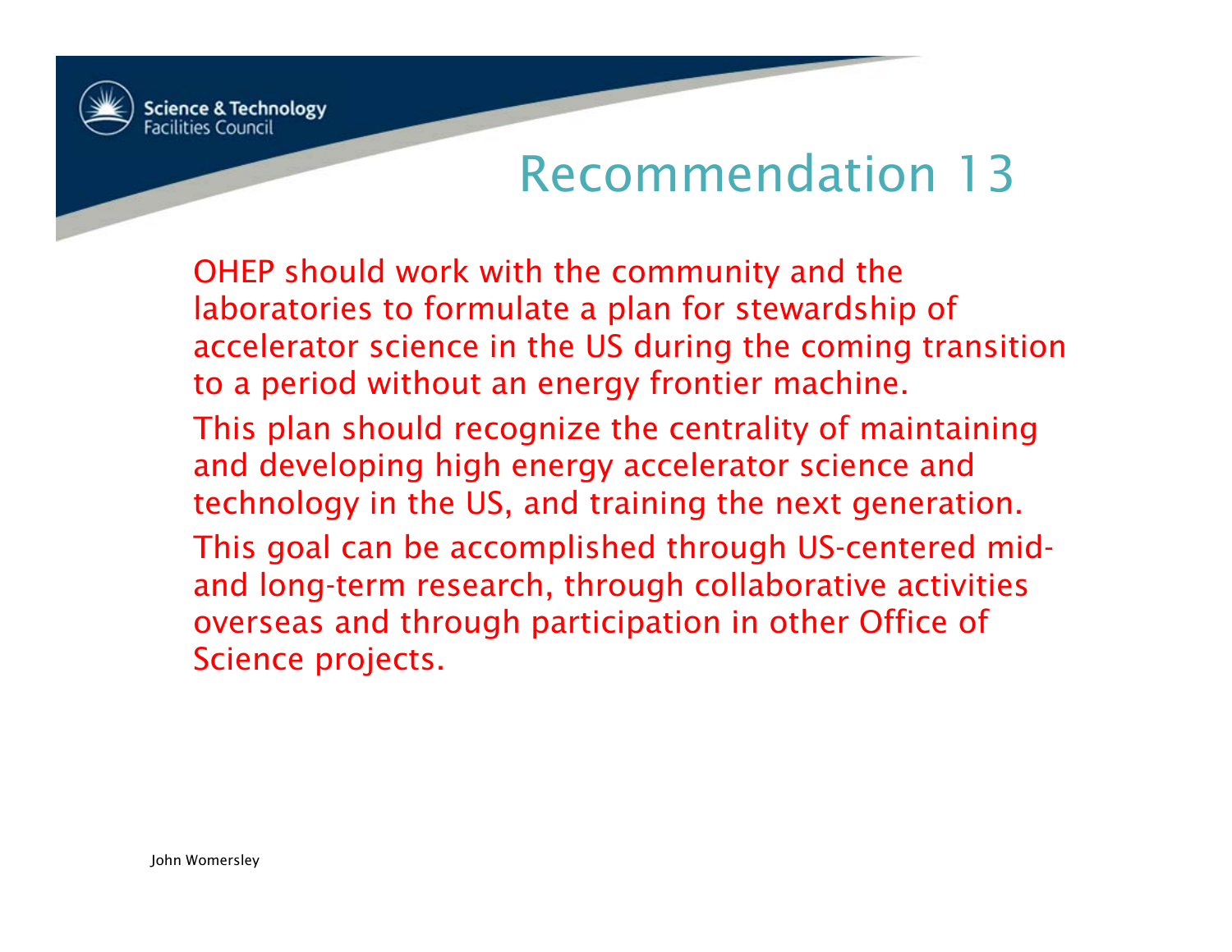# Recommendation 13

OHEP should work with the community and the laboratories to formulate a plan for stewardship of accelerator science in the US during the coming transition to a period without an energy frontier machine.

This plan should recognize the centrality of maintaining and developing high energy accelerator science and technology in the US, and training the next generation.

This goal can be accomplished through US-centered mid- and long-term research, through collaborative activities overseas and through participation in other Office of Science projects.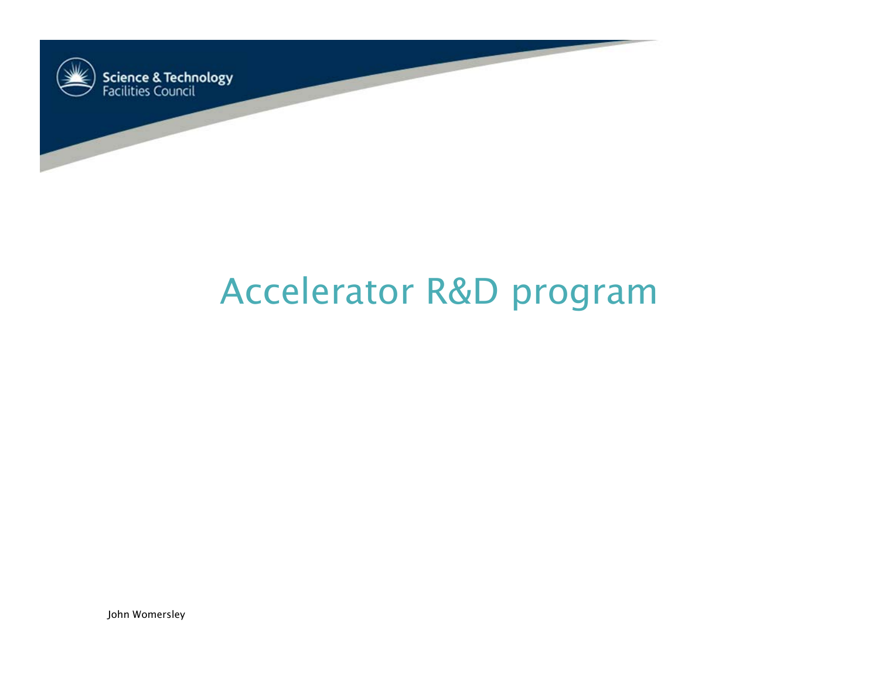# Accelerator R&D program

John Womersley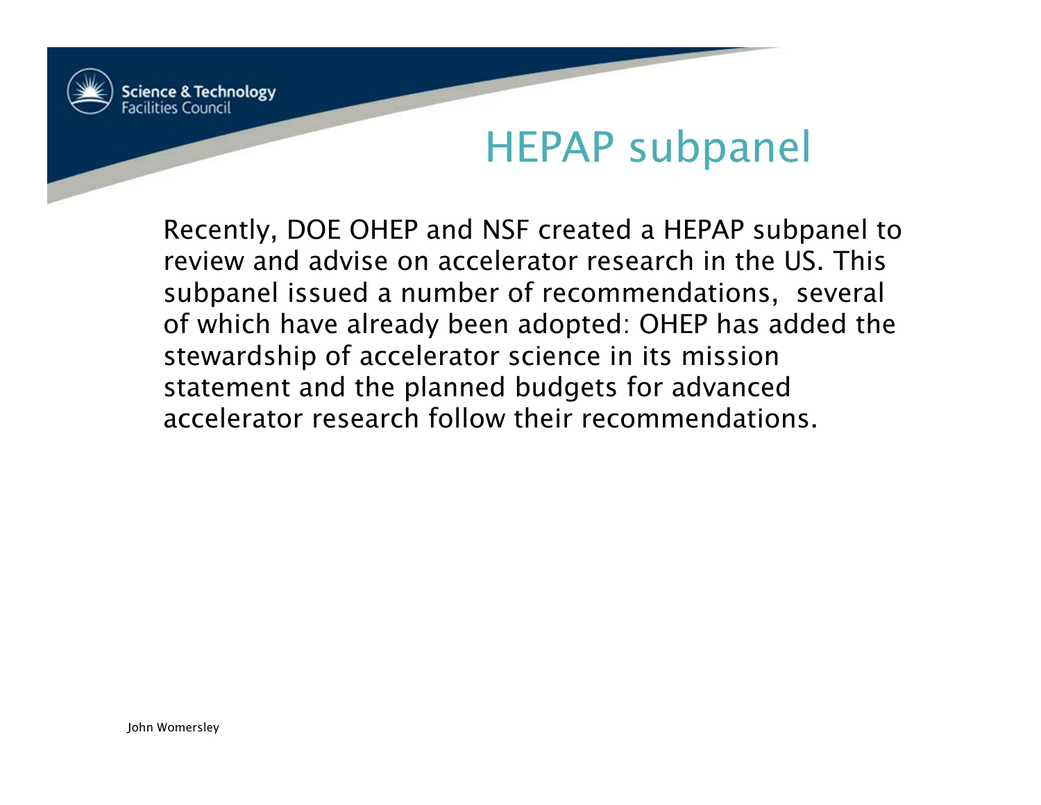# HEPAP subpanel

Recently, DOE OHEP and NSF created a HEPAP subpanel to review and advise on accelerator research in the US. This subpanel issued a number of recommendations, several of which have already been adopted: OHEP has added the stewardship of accelerator science in its mission statement and the planned budgets for advanced accelerator research follow their recommendations.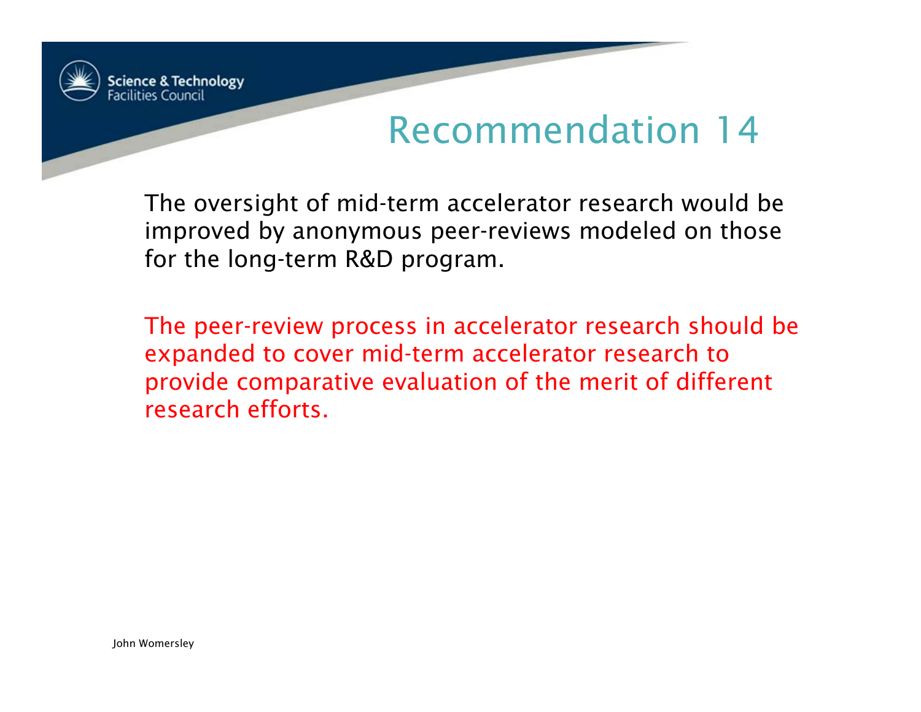# Recommendation 14

The oversight of mid-term accelerator research would be improved by anonymous peer-reviews modeled on those for the long-term R&D program.

The peer-review process in accelerator research should be expanded to cover mid-term accelerator research to provide comparative evaluation of the merit of different research efforts.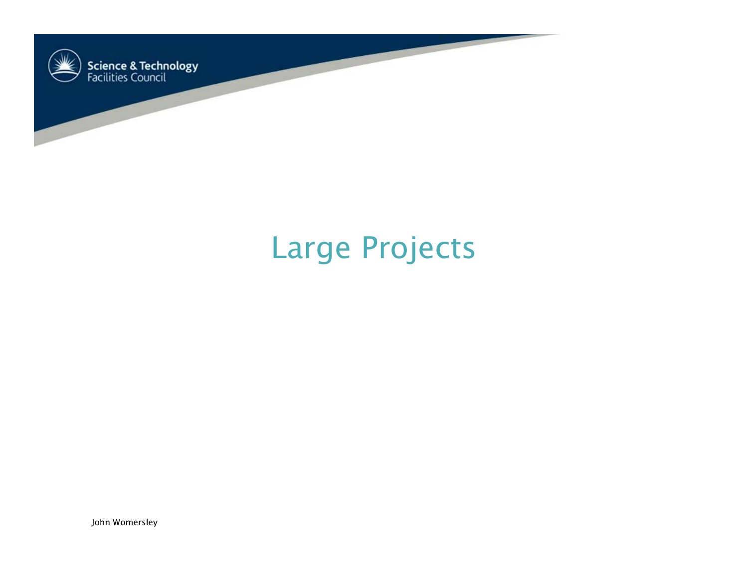# Large Projects

John Womersley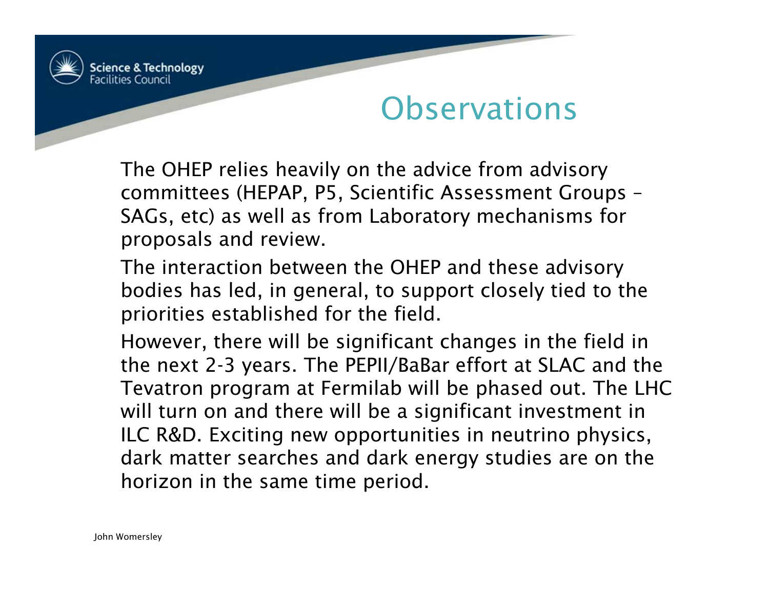# Observations

The OHEP relies heavily on the advice from advisory committees (HEPAP, P5, Scientific Assessment Groups – SAGs, etc) as well as from Laboratory mechanisms for proposals and review.

The interaction between the OHEP and these advisory bodies has led, in general, to support closely tied to the priorities established for the field.

However, there will be significant changes in the field in the next 2-3 years. The PEPII/BaBar effort at SLAC and the Tevatron program at Fermilab will be phased out. The LHC will turn on and there will be a significant investment in ILC R&D. Exciting new opportunities in neutrino physics, dark matter searches and dark energy studies are on the horizon in the same time period.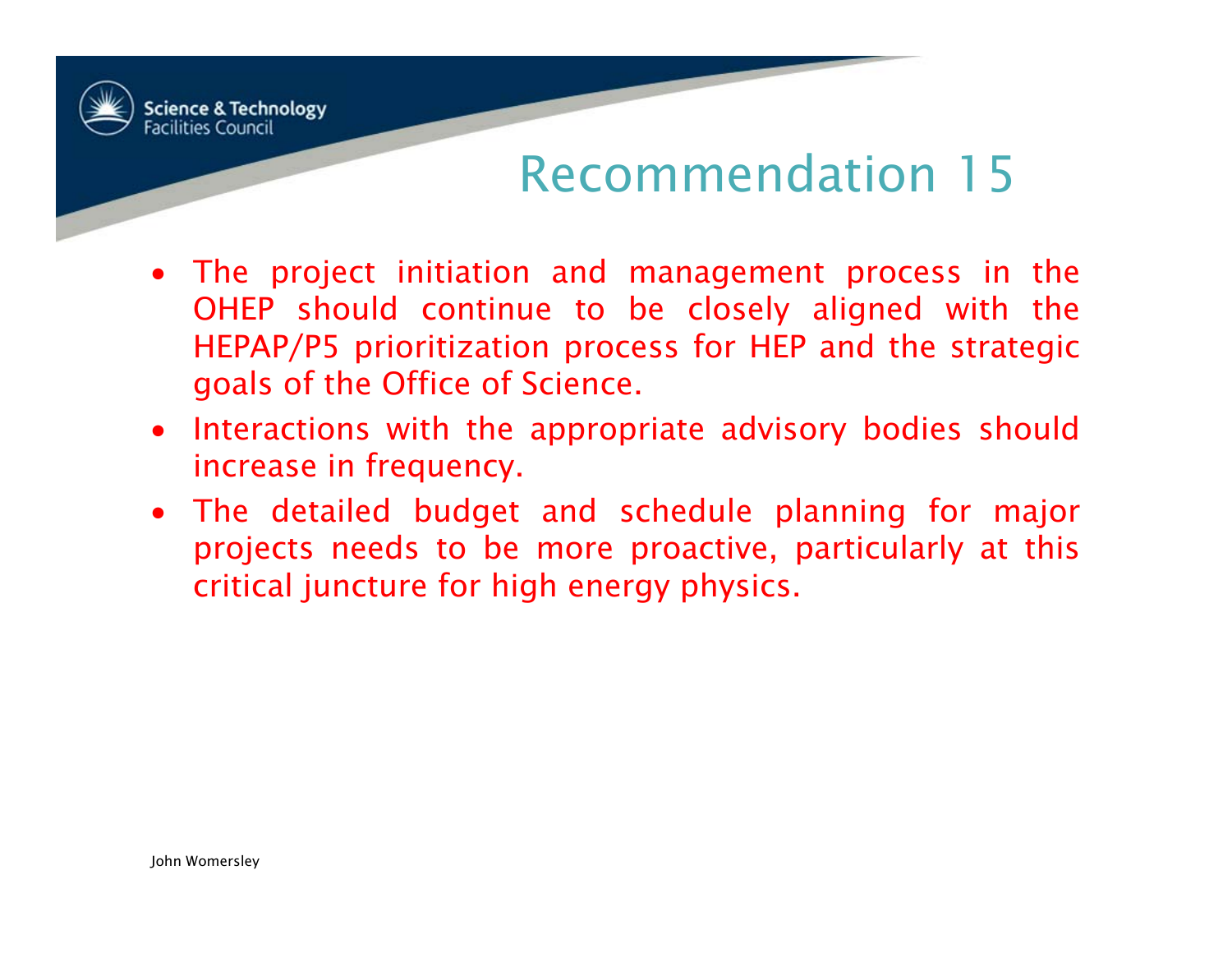# Recommendation 15

- The project initiation and management process in the OHEP should continue to be closely aligned with the HEPAP/P5 prioritization process for HEP and the strategic goals of the Office of Science.
- Interactions with the appropriate advisory bodies should increase in frequency.
- The detailed budget and schedule planning for major projects needs to be more proactive, particularly at this critical juncture for high energy physics.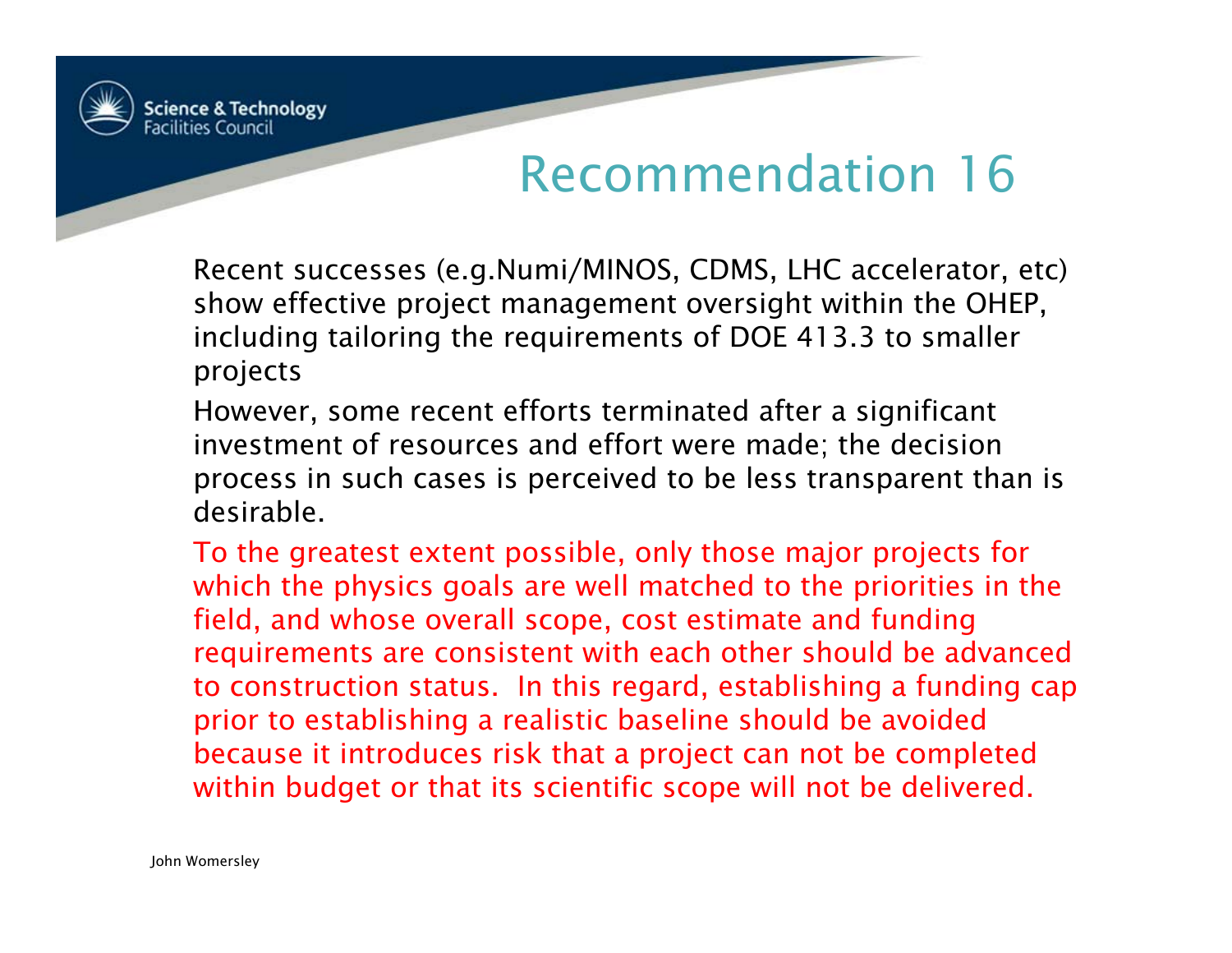# Recommendation 16

Recent successes (e.g.Numi/MINOS, CDMS, LHC accelerator, etc) show effective project management oversight within the OHEP, including tailoring the requirements of DOE 413.3 to smaller projects

However, some recent efforts terminated after a significant investment of resources and effort were made; the decision process in such cases is perceived to be less transparent than is desirable.

To the greatest extent possible, only those major projects for which the physics goals are well matched to the priorities in the field, and whose overall scope, cost estimate and funding requirements are consistent with each other should be advanced to construction status. In this regard, establishing a funding cap prior to establishing a realistic baseline should be avoided because it introduces risk that a project can not be completed within budget or that its scientific scope will not be delivered.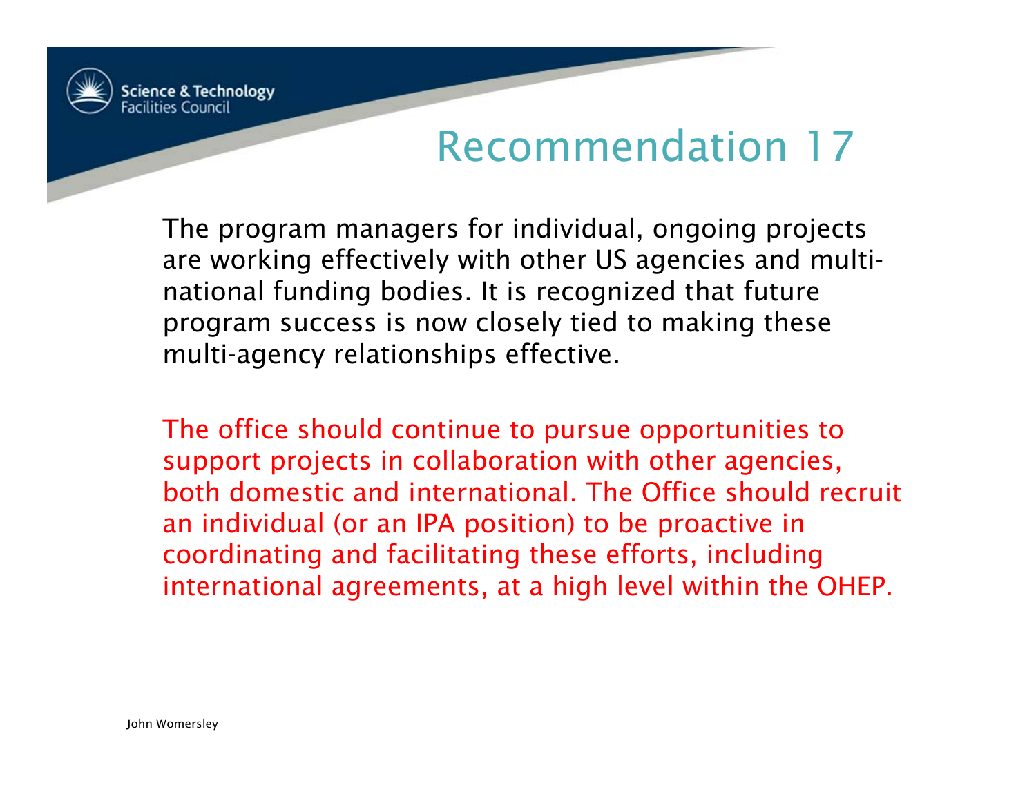# Recommendation 17

The program managers for individual, ongoing projects are working effectively with other US agencies and multi-national funding bodies. It is recognized that future program success is now closely tied to making these multi-agency relationships effective.

The office should continue to pursue opportunities to support projects in collaboration with other agencies, both domestic and international. The Office should recruit an individual (or an IPA position) to be proactive in coordinating and facilitating these efforts, including international agreements, at a high level within the OHEP.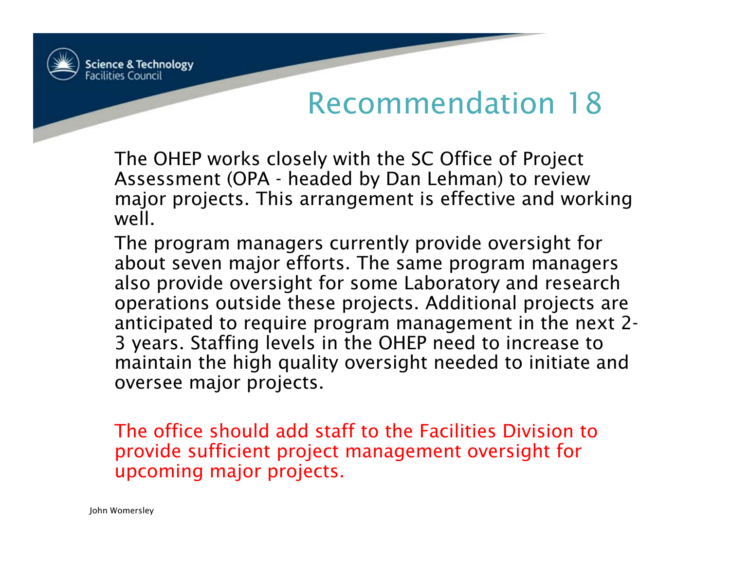# Recommendation 18

The OHEP works closely with the SC Office of Project Assessment (OPA - headed by Dan Lehman) to review major projects. This arrangement is effective and working well.

The program managers currently provide oversight for about seven major efforts. The same program managers also provide oversight for some Laboratory and research operations outside these projects. Additional projects are anticipated to require program management in the next 2-3 years. Staffing levels in the OHEP need to increase to maintain the high quality oversight needed to initiate and oversee major projects.

The office should add staff to the Facilities Division to provide sufficient project management oversight for upcoming major projects.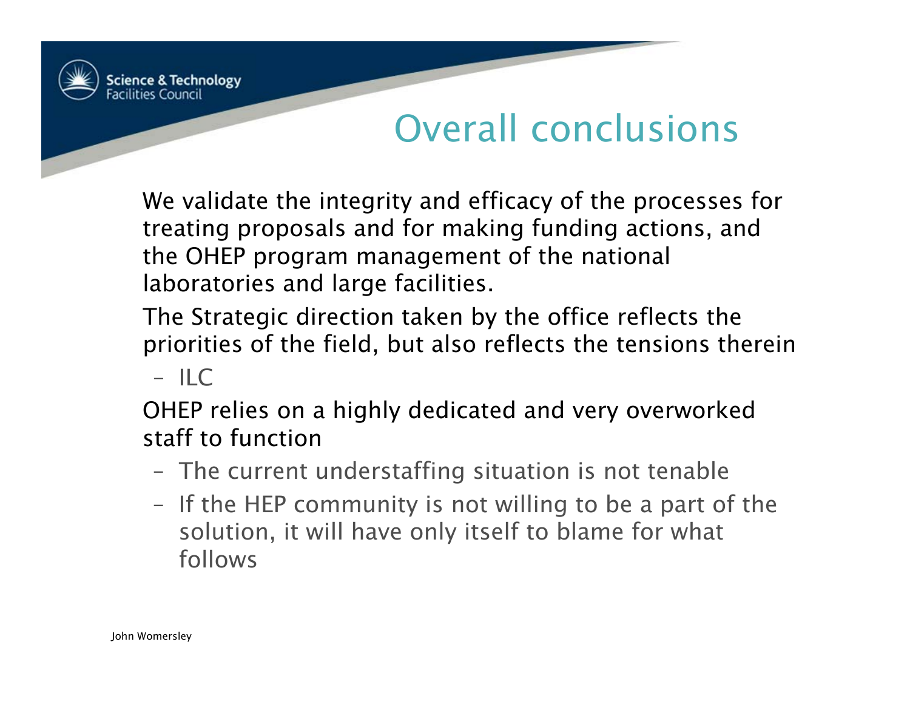# Overall conclusions

We validate the integrity and efficacy of the processes for treating proposals and for making funding actions, and the OHEP program management of the national laboratories and large facilities.

The Strategic direction taken by the office reflects the priorities of the field, but also reflects the tensions therein

- ILC

OHEP relies on a highly dedicated and very overworked staff to function

- The current understaffing situation is not tenable
- If the HEP community is not willing to be a part of the solution, it will have only itself to blame for what follows

John Womersley